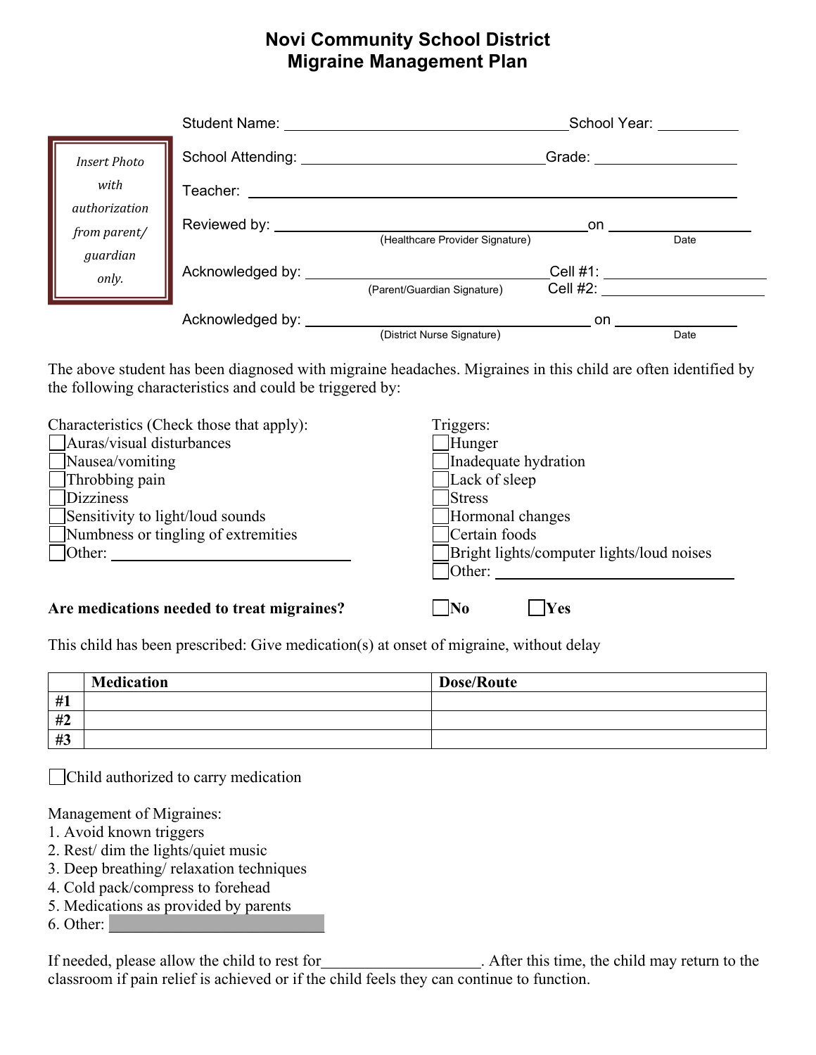# Novi Community School District
# Migraine Management Plan

*Insert Photo with authorization from parent/ guardian only.*

Student Name: \_\_\_\_\_\_\_\_\_\_\_\_\_\_\_\_\_\_\_\_\_\_\_\_\_\_\_\_\_\_\_\_ School Year: \_\_\_\_\_\_\_\_\_\_

School Attending: \_\_\_\_\_\_\_\_\_\_\_\_\_\_\_\_\_\_\_\_\_\_\_\_\_\_\_\_ Grade: \_\_\_\_\_\_\_\_\_\_\_\_\_\_

Teacher: \_\_\_\_\_\_\_\_\_\_\_\_\_\_\_\_\_\_\_\_\_\_\_\_\_\_\_\_\_\_\_\_\_\_\_\_\_\_\_\_\_\_\_\_\_\_\_\_

Reviewed by: \_\_\_\_\_\_\_\_\_\_\_\_\_\_\_\_\_\_\_\_\_\_\_\_\_\_\_\_\_\_\_\_ on \_\_\_\_\_\_\_\_\_\_\_\_\_\_
(Healthcare Provider Signature) Date

Acknowledged by: \_\_\_\_\_\_\_\_\_\_\_\_\_\_\_\_\_\_\_\_\_\_\_\_\_\_\_\_ Cell #1: \_\_\_\_\_\_\_\_\_\_\_\_\_\_\_\_
(Parent/Guardian Signature) Cell #2: \_\_\_\_\_\_\_\_\_\_\_\_\_\_\_\_

Acknowledged by: \_\_\_\_\_\_\_\_\_\_\_\_\_\_\_\_\_\_\_\_\_\_\_\_\_\_\_\_ on \_\_\_\_\_\_\_\_\_\_\_\_\_\_
(District Nurse Signature) Date

The above student has been diagnosed with migraine headaches. Migraines in this child are often identified by the following characteristics and could be triggered by:

Characteristics (Check those that apply):

- ☐ Auras/visual disturbances
- ☐ Nausea/vomiting
- ☐ Throbbing pain
- ☐ Dizziness
- ☐ Sensitivity to light/loud sounds
- ☐ Numbness or tingling of extremities
- ☐ Other: \_\_\_\_\_\_\_\_\_\_\_\_\_\_\_\_\_\_\_\_\_\_\_\_

Triggers:

- ☐ Hunger
- ☐ Inadequate hydration
- ☐ Lack of sleep
- ☐ Stress
- ☐ Hormonal changes
- ☐ Certain foods
- ☐ Bright lights/computer lights/loud noises
- ☐ Other: \_\_\_\_\_\_\_\_\_\_\_\_\_\_\_\_\_\_\_\_\_\_\_\_

**Are medications needed to treat migraines?** ☐ **No** ☐ **Yes**

This child has been prescribed: Give medication(s) at onset of migraine, without delay

| | Medication | Dose/Route |
|---|---|---|
| #1 | | |
| #2 | | |
| #3 | | |

☐ Child authorized to carry medication

Management of Migraines:
1. Avoid known triggers
2. Rest/ dim the lights/quiet music
3. Deep breathing/ relaxation techniques
4. Cold pack/compress to forehead
5. Medications as provided by parents
6. Other: \_\_\_\_\_\_\_\_\_\_\_\_\_\_\_\_\_\_\_\_\_\_\_\_

If needed, please allow the child to rest for\_\_\_\_\_\_\_\_\_\_\_\_\_\_\_\_\_\_\_\_. After this time, the child may return to the classroom if pain relief is achieved or if the child feels they can continue to function.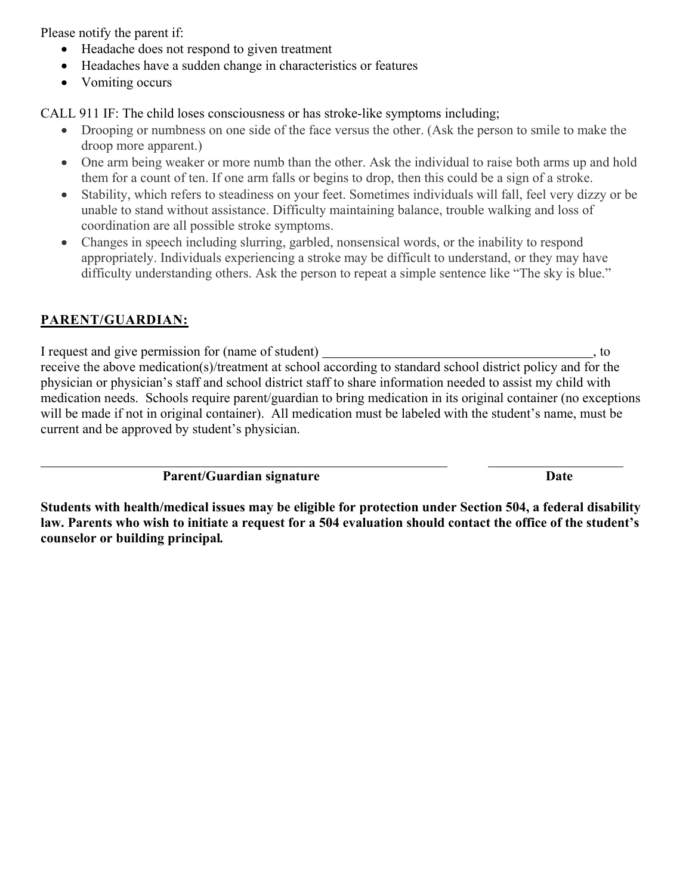Please notify the parent if:

- Headache does not respond to given treatment
- Headaches have a sudden change in characteristics or features
- Vomiting occurs

CALL 911 IF: The child loses consciousness or has stroke-like symptoms including;

- Drooping or numbness on one side of the face versus the other. (Ask the person to smile to make the droop more apparent.)
- One arm being weaker or more numb than the other. Ask the individual to raise both arms up and hold them for a count of ten. If one arm falls or begins to drop, then this could be a sign of a stroke.
- Stability, which refers to steadiness on your feet. Sometimes individuals will fall, feel very dizzy or be unable to stand without assistance. Difficulty maintaining balance, trouble walking and loss of coordination are all possible stroke symptoms.
- Changes in speech including slurring, garbled, nonsensical words, or the inability to respond appropriately. Individuals experiencing a stroke may be difficult to understand, or they may have difficulty understanding others. Ask the person to repeat a simple sentence like "The sky is blue."

## **PARENT/GUARDIAN:**

I request and give permission for (name of student) ________________________________________, to receive the above medication(s)/treatment at school according to standard school district policy and for the physician or physician's staff and school district staff to share information needed to assist my child with medication needs. Schools require parent/guardian to bring medication in its original container (no exceptions will be made if not in original container). All medication must be labeled with the student's name, must be current and be approved by student's physician.

_____________________________________________________ &nbsp;&nbsp;&nbsp;&nbsp; ____________________

**Parent/Guardian signature** &nbsp;&nbsp;&nbsp;&nbsp; **Date**

**Students with health/medical issues may be eligible for protection under Section 504, a federal disability law. Parents who wish to initiate a request for a 504 evaluation should contact the office of the student's counselor or building principal.**